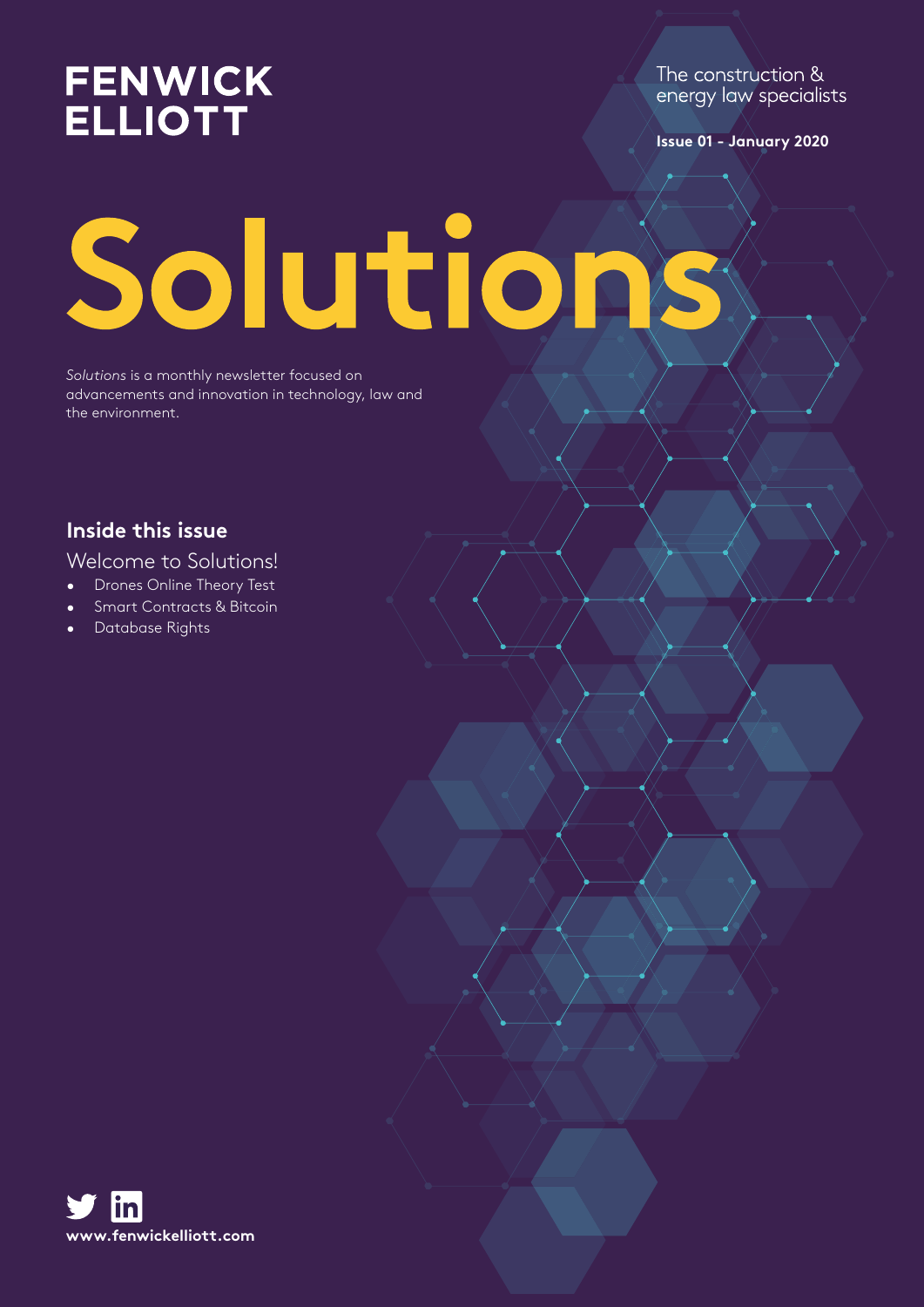# FENWICK ELLIOTT

The construction & energy law specialists

**Issue 01 - January 2020**

# Solutions

*Solutions* is a monthly newsletter focused on advancements and innovation in technology, law and the environment.

## Inside this issue

Welcome to Solutions!

- Drones Online Theory Test
- Smart Contracts & Bitcoin
- Database Rights

**www.fenwickelliott.com**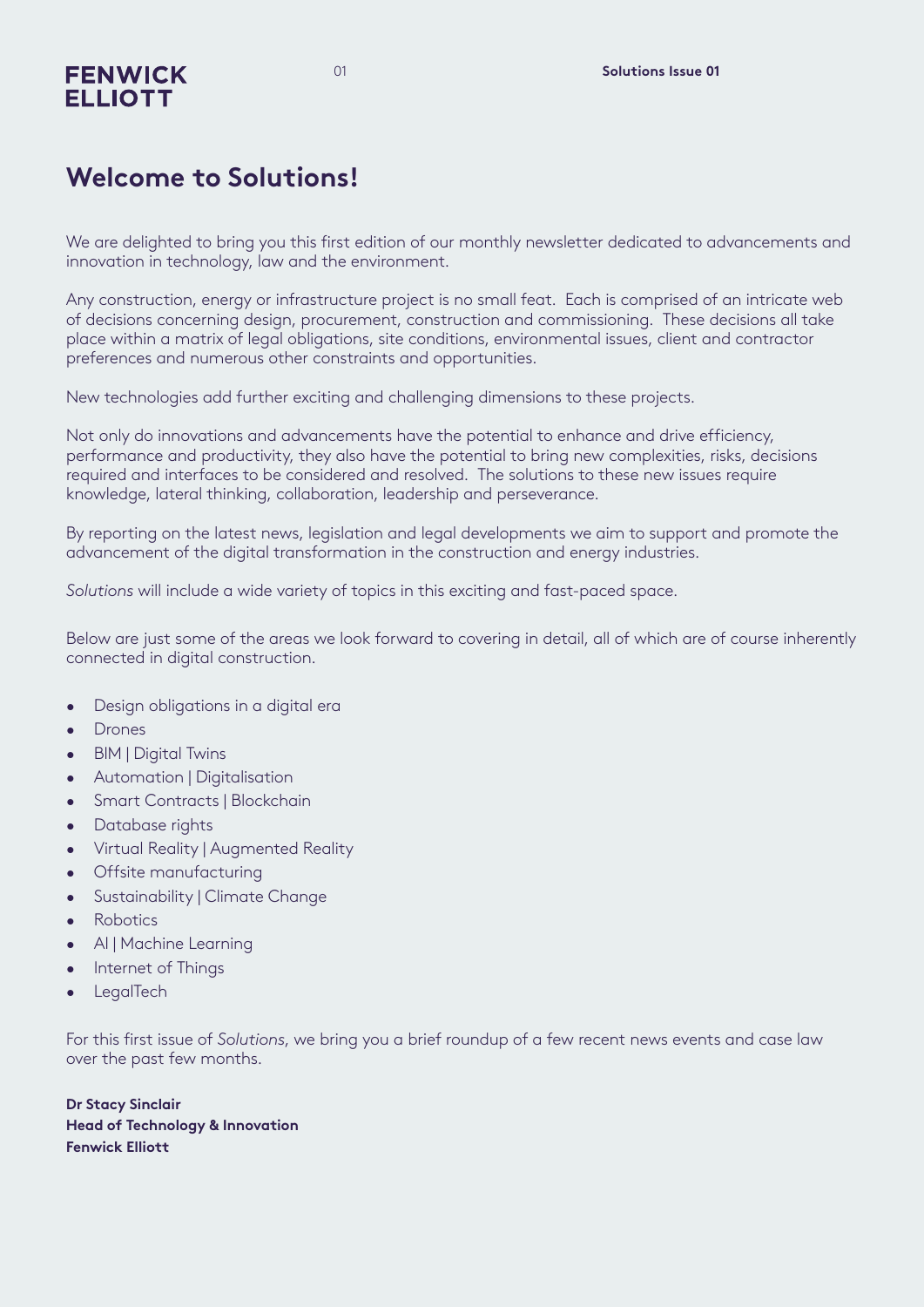# Welcome to Solutions!

We are delighted to bring you this first edition of our monthly newsletter dedicated to advancements and innovation in technology, law and the environment.

Any construction, energy or infrastructure project is no small feat. Each is comprised of an intricate web of decisions concerning design, procurement, construction and commissioning. These decisions all take place within a matrix of legal obligations, site conditions, environmental issues, client and contractor preferences and numerous other constraints and opportunities.

New technologies add further exciting and challenging dimensions to these projects.

Not only do innovations and advancements have the potential to enhance and drive efficiency, performance and productivity, they also have the potential to bring new complexities, risks, decisions required and interfaces to be considered and resolved. The solutions to these new issues require knowledge, lateral thinking, collaboration, leadership and perseverance.

By reporting on the latest news, legislation and legal developments we aim to support and promote the advancement of the digital transformation in the construction and energy industries.

*Solutions* will include a wide variety of topics in this exciting and fast-paced space.

Below are just some of the areas we look forward to covering in detail, all of which are of course inherently connected in digital construction.

- Design obligations in a digital era
- Drones
- BIM | Digital Twins
- Automation | Digitalisation
- Smart Contracts | Blockchain
- Database rights
- Virtual Reality | Augmented Reality
- Offsite manufacturing
- Sustainability | Climate Change
- Robotics
- AI | Machine Learning
- Internet of Things
- LegalTech

For this first issue of *Solutions*, we bring you a brief roundup of a few recent news events and case law over the past few months.

**Dr Stacy Sinclair**
**Head of Technology & Innovation**
**Fenwick Elliott**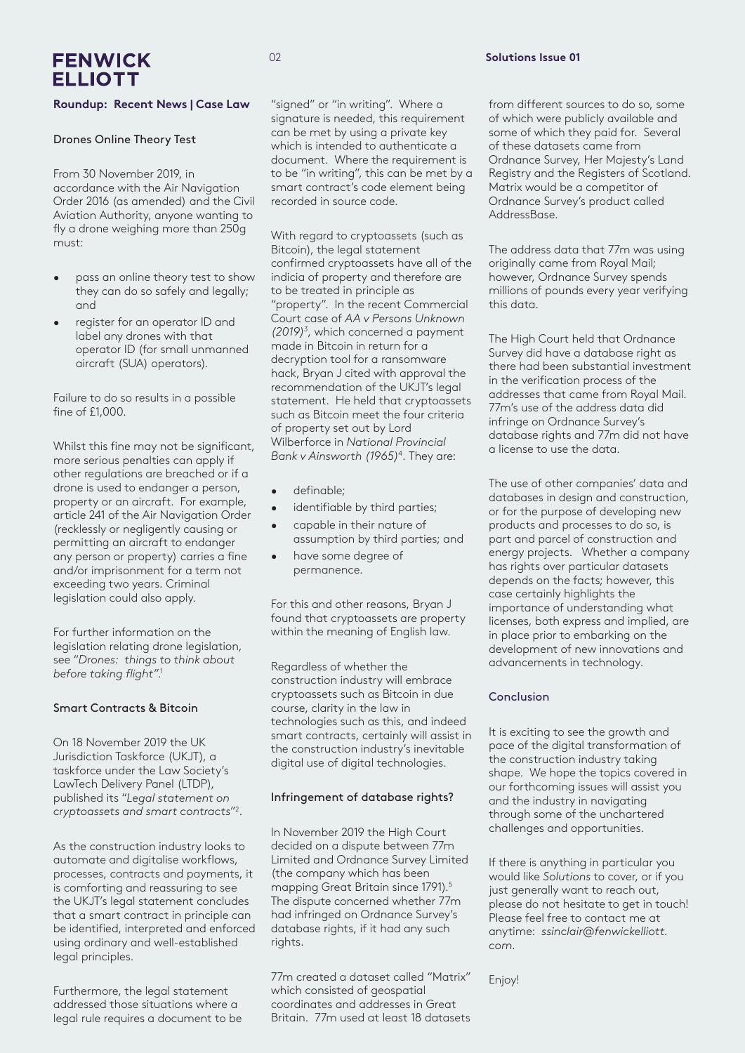## Roundup: Recent News | Case Law

### Drones Online Theory Test

From 30 November 2019, in accordance with the Air Navigation Order 2016 (as amended) and the Civil Aviation Authority, anyone wanting to fly a drone weighing more than 250g must:

- pass an online theory test to show they can do so safely and legally; and
- register for an operator ID and label any drones with that operator ID (for small unmanned aircraft (SUA) operators).

Failure to do so results in a possible fine of £1,000.

Whilst this fine may not be significant, more serious penalties can apply if other regulations are breached or if a drone is used to endanger a person, property or an aircraft. For example, article 241 of the Air Navigation Order (recklessly or negligently causing or permitting an aircraft to endanger any person or property) carries a fine and/or imprisonment for a term not exceeding two years. Criminal legislation could also apply.

For further information on the legislation relating drone legislation, see "*Drones: things to think about before taking flight*".[1]

### Smart Contracts & Bitcoin

On 18 November 2019 the UK Jurisdiction Taskforce (UKJT), a taskforce under the Law Society's LawTech Delivery Panel (LTDP), published its "*Legal statement on cryptoassets and smart contracts*"[2].

As the construction industry looks to automate and digitalise workflows, processes, contracts and payments, it is comforting and reassuring to see the UKJT's legal statement concludes that a smart contract in principle can be identified, interpreted and enforced using ordinary and well-established legal principles.

Furthermore, the legal statement addressed those situations where a legal rule requires a document to be "signed" or "in writing". Where a signature is needed, this requirement can be met by using a private key which is intended to authenticate a document. Where the requirement is to be "in writing", this can be met by a smart contract's code element being recorded in source code.

With regard to cryptoassets (such as Bitcoin), the legal statement confirmed cryptoassets have all of the indicia of property and therefore are to be treated in principle as "property". In the recent Commercial Court case of *AA v Persons Unknown (2019)*[3], which concerned a payment made in Bitcoin in return for a decryption tool for a ransomware hack, Bryan J cited with approval the recommendation of the UKJT's legal statement. He held that cryptoassets such as Bitcoin meet the four criteria of property set out by Lord Wilberforce in *National Provincial Bank v Ainsworth (1965)*[4]. They are:

- definable;
- identifiable by third parties;
- capable in their nature of assumption by third parties; and
- have some degree of permanence.

For this and other reasons, Bryan J found that cryptoassets are property within the meaning of English law.

Regardless of whether the construction industry will embrace cryptoassets such as Bitcoin in due course, clarity in the law in technologies such as this, and indeed smart contracts, certainly will assist in the construction industry's inevitable digital use of digital technologies.

### Infringement of database rights?

In November 2019 the High Court decided on a dispute between 77m Limited and Ordnance Survey Limited (the company which has been mapping Great Britain since 1791).[5] The dispute concerned whether 77m had infringed on Ordnance Survey's database rights, if it had any such rights.

77m created a dataset called "Matrix" which consisted of geospatial coordinates and addresses in Great Britain. 77m used at least 18 datasets from different sources to do so, some of which were publicly available and some of which they paid for. Several of these datasets came from Ordnance Survey, Her Majesty's Land Registry and the Registers of Scotland. Matrix would be a competitor of Ordnance Survey's product called AddressBase.

The address data that 77m was using originally came from Royal Mail; however, Ordnance Survey spends millions of pounds every year verifying this data.

The High Court held that Ordnance Survey did have a database right as there had been substantial investment in the verification process of the addresses that came from Royal Mail. 77m's use of the address data did infringe on Ordnance Survey's database rights and 77m did not have a license to use the data.

The use of other companies' data and databases in design and construction, or for the purpose of developing new products and processes to do so, is part and parcel of construction and energy projects. Whether a company has rights over particular datasets depends on the facts; however, this case certainly highlights the importance of understanding what licenses, both express and implied, are in place prior to embarking on the development of new innovations and advancements in technology.

### Conclusion

It is exciting to see the growth and pace of the digital transformation of the construction industry taking shape. We hope the topics covered in our forthcoming issues will assist you and the industry in navigating through some of the unchartered challenges and opportunities.

If there is anything in particular you would like *Solutions* to cover, or if you just generally want to reach out, please do not hesitate to get in touch! Please feel free to contact me at anytime: *ssinclair@fenwickelliott.com*.

Enjoy!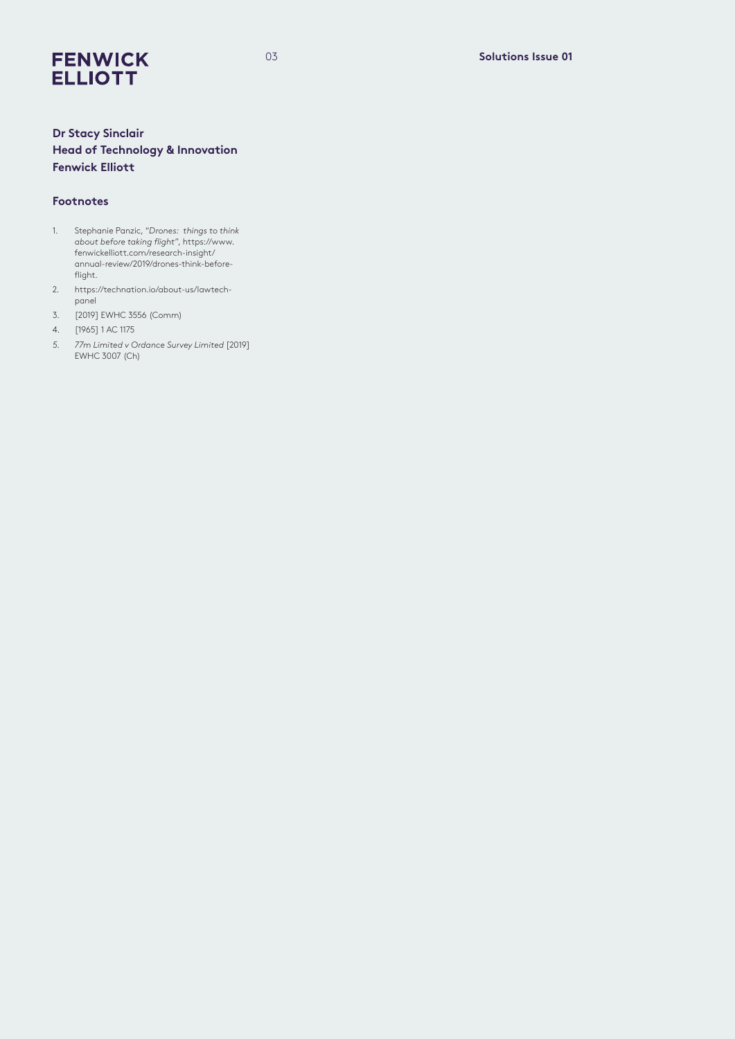**Dr Stacy Sinclair**
**Head of Technology & Innovation**
**Fenwick Elliott**

## Footnotes

1. Stephanie Panzic, *"Drones: things to think about before taking flight"*, https://www.fenwickelliott.com/research-insight/annual-review/2019/drones-think-before-flight.
2. https://technation.io/about-us/lawtech-panel
3. [2019] EWHC 3556 (Comm)
4. [1965] 1 AC 1175
5. *77m Limited v Ordance Survey Limited* [2019] EWHC 3007 (Ch)